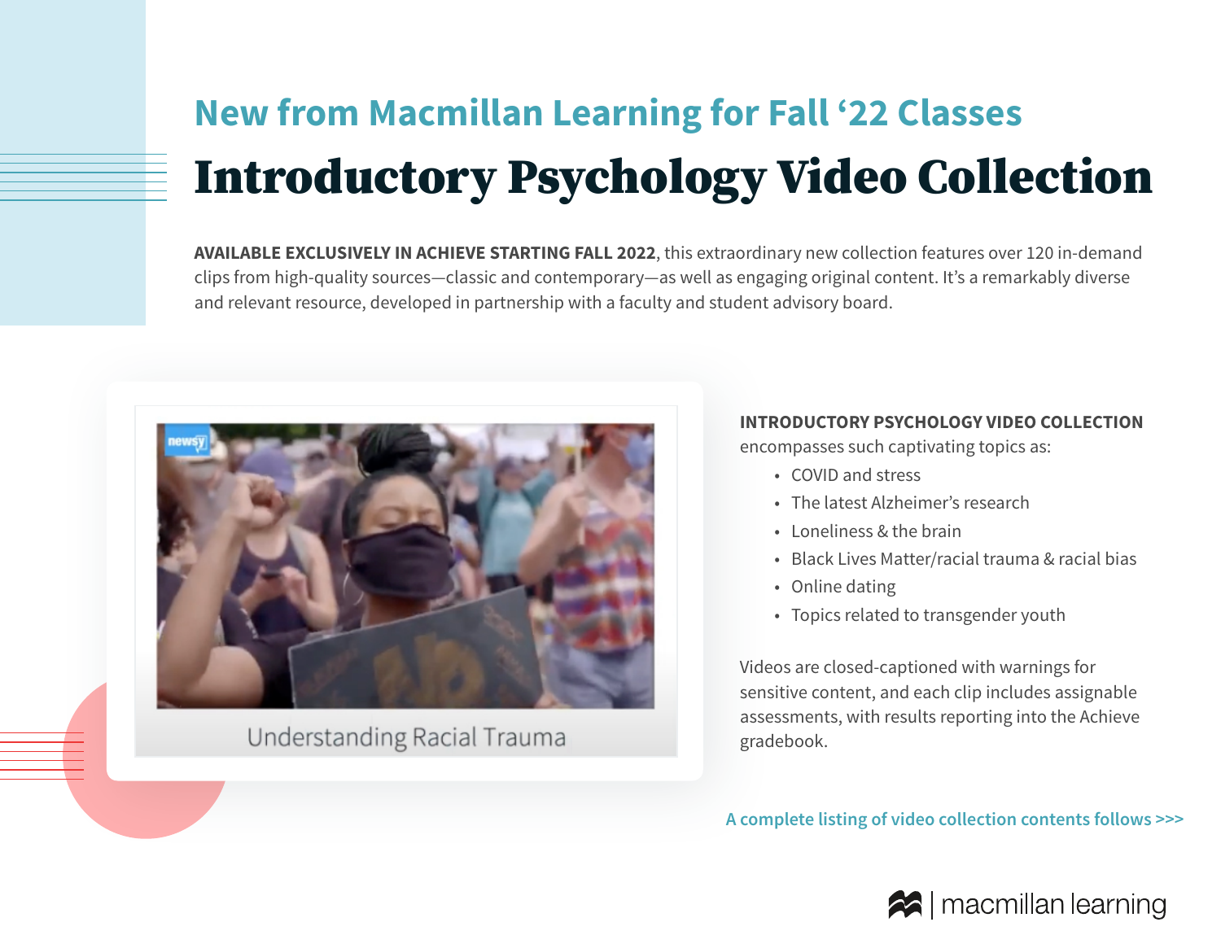## New from Macmillan Learning for Fall '22 Classes

# Introductory Psychology Video Collection

**AVAILABLE EXCLUSIVELY IN ACHIEVE STARTING FALL 2022**, this extraordinary new collection features over 120 in-demand clips from high-quality sources—classic and contemporary—as well as engaging original content. It's a remarkably diverse and relevant resource, developed in partnership with a faculty and student advisory board.

Understanding Racial Trauma

**INTRODUCTORY PSYCHOLOGY VIDEO COLLECTION** encompasses such captivating topics as:

- COVID and stress
- The latest Alzheimer's research
- Loneliness & the brain
- Black Lives Matter/racial trauma & racial bias
- Online dating
- Topics related to transgender youth

Videos are closed-captioned with warnings for sensitive content, and each clip includes assignable assessments, with results reporting into the Achieve gradebook.

A complete listing of video collection contents follows >>>

macmillan learning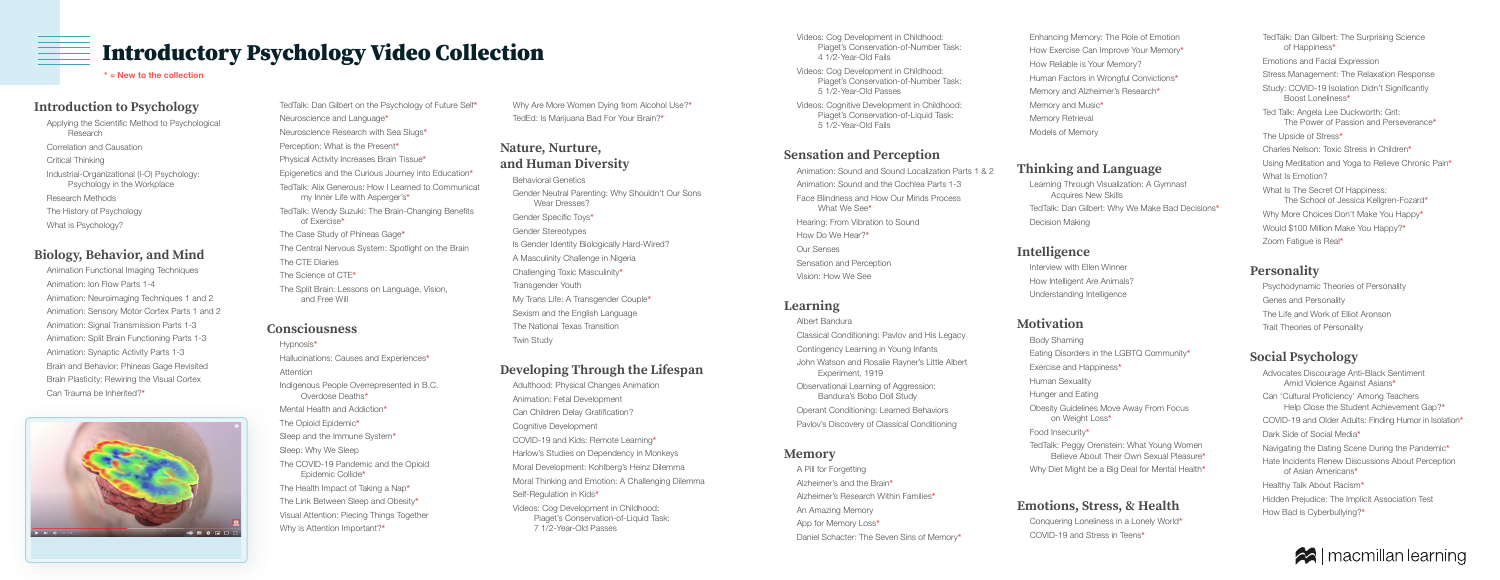# Introductory Psychology Video Collection

* = New to the collection

## Introduction to Psychology

- Applying the Scientific Method to Psychological Research
- Correlation and Causation
- Critical Thinking
- Industrial-Organizational (I-O) Psychology: Psychology in the Workplace
- Research Methods
- The History of Psychology
- What is Psychology?

## Biology, Behavior, and Mind

- Animation Functional Imaging Techniques
- Animation: Ion Flow Parts 1-4
- Animation: Neuroimaging Techniques 1 and 2
- Animation: Sensory Motor Cortex Parts 1 and 2
- Animation: Signal Transmission Parts 1-3
- Animation: Split Brain Functioning Parts 1-3
- Animation: Synaptic Activity Parts 1-3
- Brain and Behavior: Phineas Gage Revisited
- Brain Plasticity: Rewiring the Visual Cortex
- Can Trauma be Inherited?*
- TedTalk: Dan Gilbert on the Psychology of Future Self*
- Neuroscience and Language*
- Neuroscience Research with Sea Slugs*
- Perception: What is the Present*
- Physical Activity Increases Brain Tissue*
- Epigenetics and the Curious Journey into Education*
- TedTalk: Alix Generous: How I Learned to Communicat my Inner Life with Asperger's*
- TedTalk: Wendy Suzuki: The Brain-Changing Benefits of Exercise*
- The Case Study of Phineas Gage*
- The Central Nervous System: Spotlight on the Brain
- The CTE Diaries
- The Science of CTE*
- The Split Brain: Lessons on Language, Vision, and Free Will

## Consciousness

- Hypnosis*
- Hallucinations: Causes and Experiences*
- Attention
- Indigenous People Overrepresented in B.C. Overdose Deaths*
- Mental Health and Addiction*
- The Opioid Epidemic*
- Sleep and the Immune System*
- Sleep: Why We Sleep
- The COVID-19 Pandemic and the Opioid Epidemic Collide*
- The Health Impact of Taking a Nap*
- The Link Between Sleep and Obesity*
- Visual Attention: Piecing Things Together
- Why is Attention Important?*
- Why Are More Women Dying from Alcohol Use?*
- TedEd: Is Marijuana Bad For Your Brain?*

## Nature, Nurture, and Human Diversity

- Behavioral Genetics
- Gender Neutral Parenting: Why Shouldn't Our Sons Wear Dresses?
- Gender Specific Toys*
- Gender Stereotypes
- Is Gender Identity Biologically Hard-Wired?
- A Masculinity Challenge in Nigeria
- Challenging Toxic Masculinity*
- Transgender Youth
- My Trans Life: A Transgender Couple*
- Sexism and the English Language
- The National Texas Transition
- Twin Study

## Developing Through the Lifespan

- Adulthood: Physical Changes Animation
- Animation: Fetal Development
- Can Children Delay Gratification?
- Cognitive Development
- COVID-19 and Kids: Remote Learning*
- Harlow's Studies on Dependency in Monkeys
- Moral Development: Kohlberg's Heinz Dilemma
- Moral Thinking and Emotion: A Challenging Dilemma
- Self-Regulation in Kids*
- Videos: Cog Development in Childhood: Piaget's Conservation-of-Liquid Task: 7 1/2-Year-Old Passes
- Videos: Cog Development in Childhood: Piaget's Conservation-of-Number Task: 4 1/2-Year-Old Fails
- Videos: Cog Development in Childhood: Piaget's Conservation-of-Number Task: 5 1/2-Year-Old Passes
- Videos: Cognitive Development in Childhood: Piaget's Conservation-of-Liquid Task: 5 1/2-Year-Old Fails

## Sensation and Perception

- Animation: Sound and Sound Localization Parts 1 & 2
- Animation: Sound and the Cochlea Parts 1-3
- Face Blindness and How Our Minds Process What We See*
- Hearing: From Vibration to Sound
- How Do We Hear?*
- Our Senses
- Sensation and Perception
- Vision: How We See

## Learning

- Albert Bandura
- Classical Conditioning: Pavlov and His Legacy
- Contingency Learning in Young Infants
- John Watson and Rosalie Rayner's Little Albert Experiment, 1919
- Observational Learning of Aggression: Bandura's Bobo Doll Study
- Operant Conditioning: Learned Behaviors
- Pavlov's Discovery of Classical Conditioning

## Memory

- A Pill for Forgetting
- Alzheimer's and the Brain*
- Alzheimer's Research Within Families*
- An Amazing Memory
- App for Memory Loss*
- Daniel Schacter: The Seven Sins of Memory*
- Enhancing Memory: The Role of Emotion
- How Exercise Can Improve Your Memory*
- How Reliable is Your Memory?
- Human Factors in Wrongful Convictions*
- Memory and Alzheimer's Research*
- Memory and Music*
- Memory Retrieval
- Models of Memory

## Thinking and Language

- Learning Through Visualization: A Gymnast Acquires New Skills
- TedTalk: Dan Gilbert: Why We Make Bad Decisions*
- Decision Making

## Intelligence

- Interview with Ellen Winner
- How Intelligent Are Animals?
- Understanding Intelligence

## Motivation

- Body Shaming
- Eating Disorders in the LGBTQ Community*
- Exercise and Happiness*
- Human Sexuality
- Hunger and Eating
- Obesity Guidelines Move Away From Focus on Weight Loss*
- Food Insecurity*
- TedTalk: Peggy Orenstein: What Young Women Believe About Their Own Sexual Pleasure*
- Why Diet Might be a Big Deal for Mental Health*

## Emotions, Stress, & Health

- Conquering Loneliness in a Lonely World*
- COVID-19 and Stress in Teens*
- TedTalk: Dan Gilbert: The Surprising Science of Happiness*
- Emotions and Facial Expression
- Stress Management: The Relaxation Response
- Study: COVID-19 Isolation Didn't Significantly Boost Loneliness*
- Ted Talk: Angela Lee Duckworth: Grit: The Power of Passion and Perseverance*
- The Upside of Stress*
- Charles Nelson: Toxic Stress in Children*
- Using Meditation and Yoga to Relieve Chronic Pain*
- What Is Emotion?
- What Is The Secret Of Happiness: The School of Jessica Kellgren-Fozard*
- Why More Choices Don't Make You Happy*
- Would $100 Million Make You Happy?*
- Zoom Fatigue is Real*

## Personality

- Psychodynamic Theories of Personality
- Genes and Personality
- The Life and Work of Elliot Aronson
- Trait Theories of Personality

## Social Psychology

- Advocates Discourage Anti-Black Sentiment Amid Violence Against Asians*
- Can 'Cultural Proficiency' Among Teachers Help Close the Student Achievement Gap?*
- COVID-19 and Older Adults: Finding Humor in Isolation*
- Dark Side of Social Media*
- Navigating the Dating Scene During the Pandemic*
- Hate Incidents Renew Discussions About Perception of Asian Americans*
- Healthy Talk About Racism*
- Hidden Prejudice: The Implicit Association Test
- How Bad is Cyberbullying?*

macmillan learning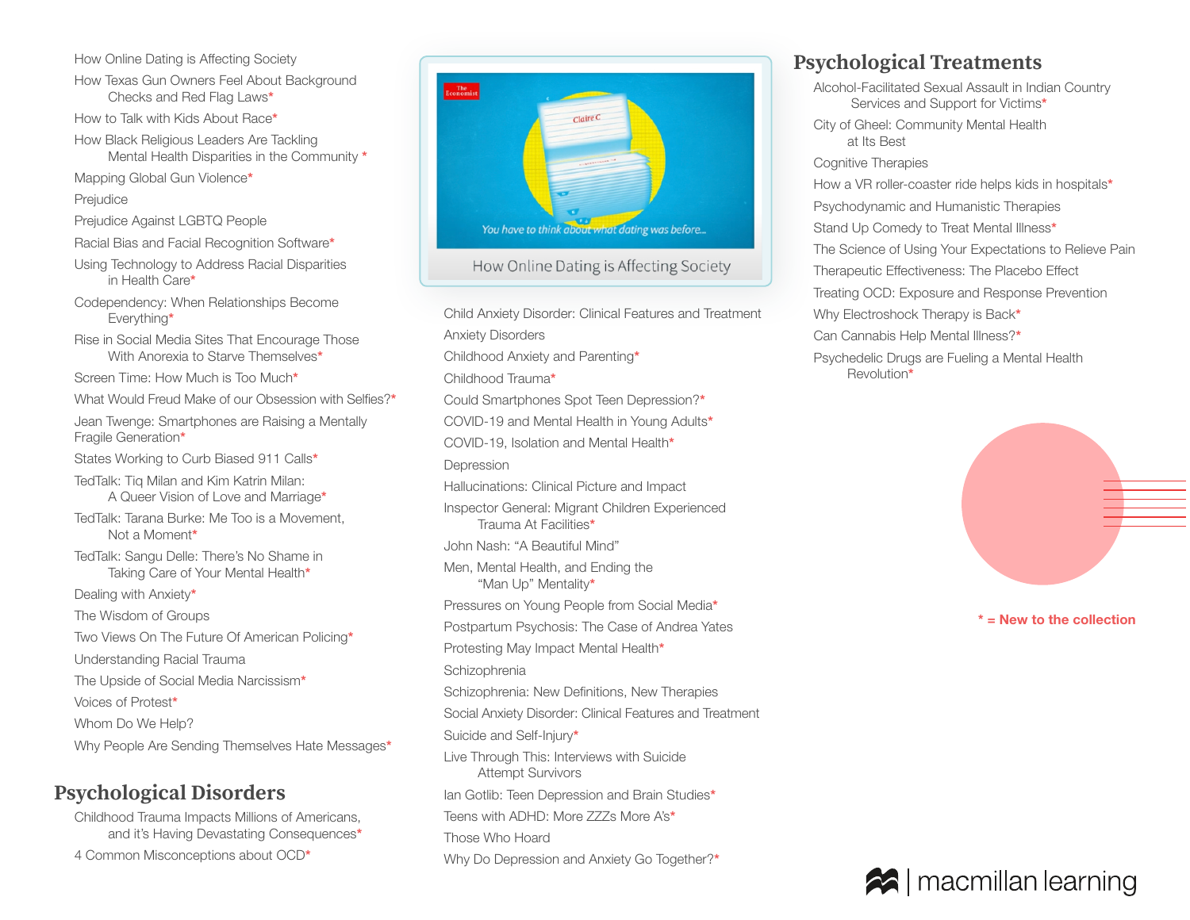How Online Dating is Affecting Society

How Texas Gun Owners Feel About Background Checks and Red Flag Laws*

How to Talk with Kids About Race*

How Black Religious Leaders Are Tackling Mental Health Disparities in the Community *

Mapping Global Gun Violence*

Prejudice

Prejudice Against LGBTQ People

Racial Bias and Facial Recognition Software*

Using Technology to Address Racial Disparities in Health Care*

Codependency: When Relationships Become Everything*

Rise in Social Media Sites That Encourage Those With Anorexia to Starve Themselves*

Screen Time: How Much is Too Much*

What Would Freud Make of our Obsession with Selfies?*

Jean Twenge: Smartphones are Raising a Mentally Fragile Generation*

States Working to Curb Biased 911 Calls*

TedTalk: Tiq Milan and Kim Katrin Milan: A Queer Vision of Love and Marriage*

TedTalk: Tarana Burke: Me Too is a Movement, Not a Moment*

TedTalk: Sangu Delle: There's No Shame in Taking Care of Your Mental Health*

Dealing with Anxiety*

The Wisdom of Groups

Two Views On The Future Of American Policing*

Understanding Racial Trauma

The Upside of Social Media Narcissism*

Voices of Protest*

Whom Do We Help?

Why People Are Sending Themselves Hate Messages*

## Psychological Disorders

Childhood Trauma Impacts Millions of Americans, and it's Having Devastating Consequences*

4 Common Misconceptions about OCD*

How Online Dating is Affecting Society

Child Anxiety Disorder: Clinical Features and Treatment

Anxiety Disorders

Childhood Anxiety and Parenting*

Childhood Trauma*

Could Smartphones Spot Teen Depression?*

COVID-19 and Mental Health in Young Adults*

COVID-19, Isolation and Mental Health*

Depression

Hallucinations: Clinical Picture and Impact

Inspector General: Migrant Children Experienced Trauma At Facilities*

John Nash: "A Beautiful Mind"

Men, Mental Health, and Ending the "Man Up" Mentality*

Pressures on Young People from Social Media*

Postpartum Psychosis: The Case of Andrea Yates

Protesting May Impact Mental Health*

Schizophrenia

Schizophrenia: New Definitions, New Therapies

Social Anxiety Disorder: Clinical Features and Treatment

Suicide and Self-Injury*

Live Through This: Interviews with Suicide Attempt Survivors

Ian Gotlib: Teen Depression and Brain Studies*

Teens with ADHD: More ZZZs More A's*

Those Who Hoard

Why Do Depression and Anxiety Go Together?*

## Psychological Treatments

Alcohol-Facilitated Sexual Assault in Indian Country Services and Support for Victims*

City of Gheel: Community Mental Health at Its Best

Cognitive Therapies

How a VR roller-coaster ride helps kids in hospitals*

Psychodynamic and Humanistic Therapies

Stand Up Comedy to Treat Mental Illness*

The Science of Using Your Expectations to Relieve Pain

Therapeutic Effectiveness: The Placebo Effect

Treating OCD: Exposure and Response Prevention

Why Electroshock Therapy is Back*

Can Cannabis Help Mental Illness?*

Psychedelic Drugs are Fueling a Mental Health Revolution*

**\* = New to the collection**

macmillan learning